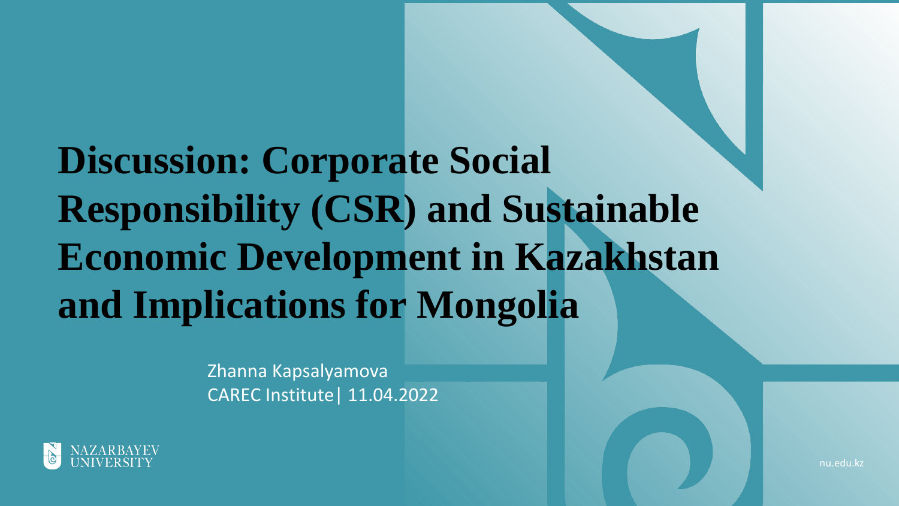# Discussion: Corporate Social Responsibility (CSR) and Sustainable Economic Development in Kazakhstan and Implications for Mongolia

Zhanna Kapsalyamova

CAREC Institute| 11.04.2022

NAZARBAYEV UNIVERSITY

nu.edu.kz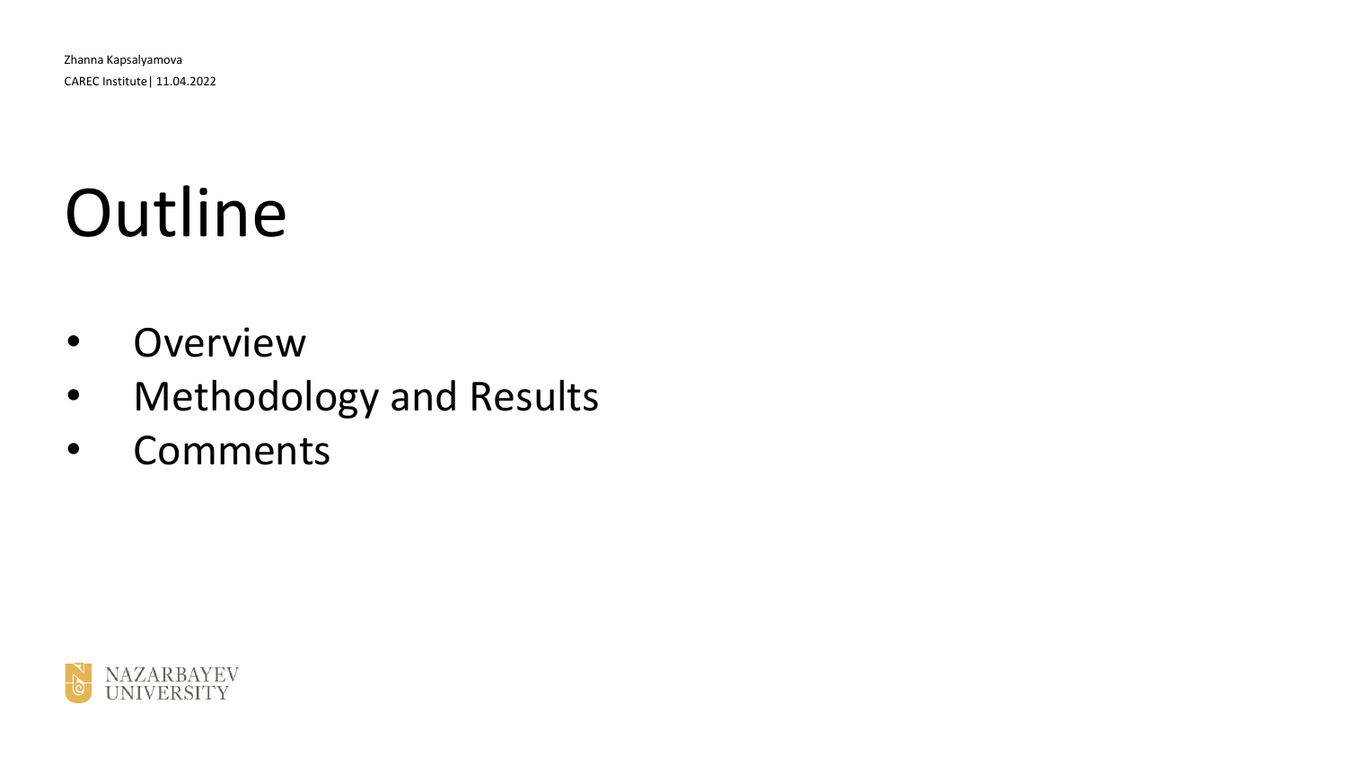# Outline

- Overview
- Methodology and Results
- Comments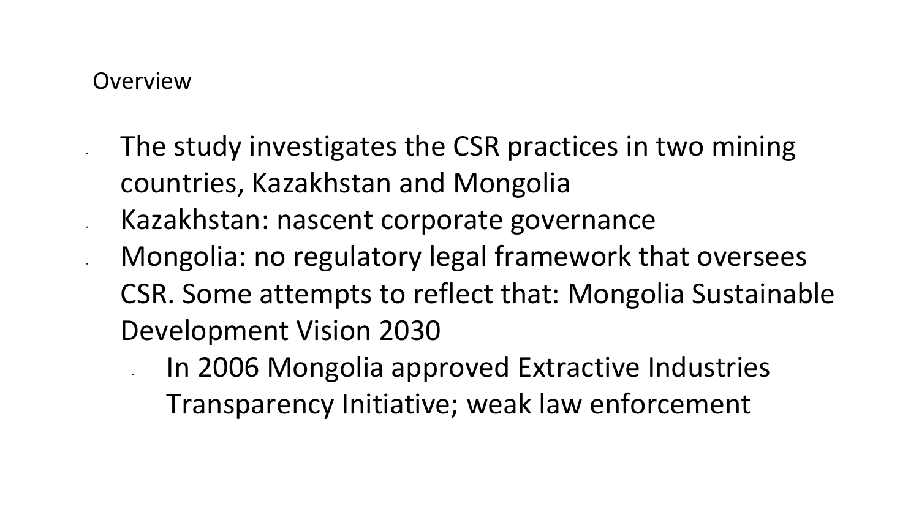## Overview

- The study investigates the CSR practices in two mining countries, Kazakhstan and Mongolia
- Kazakhstan: nascent corporate governance
- Mongolia: no regulatory legal framework that oversees CSR. Some attempts to reflect that: Mongolia Sustainable Development Vision 2030
  - In 2006 Mongolia approved Extractive Industries Transparency Initiative; weak law enforcement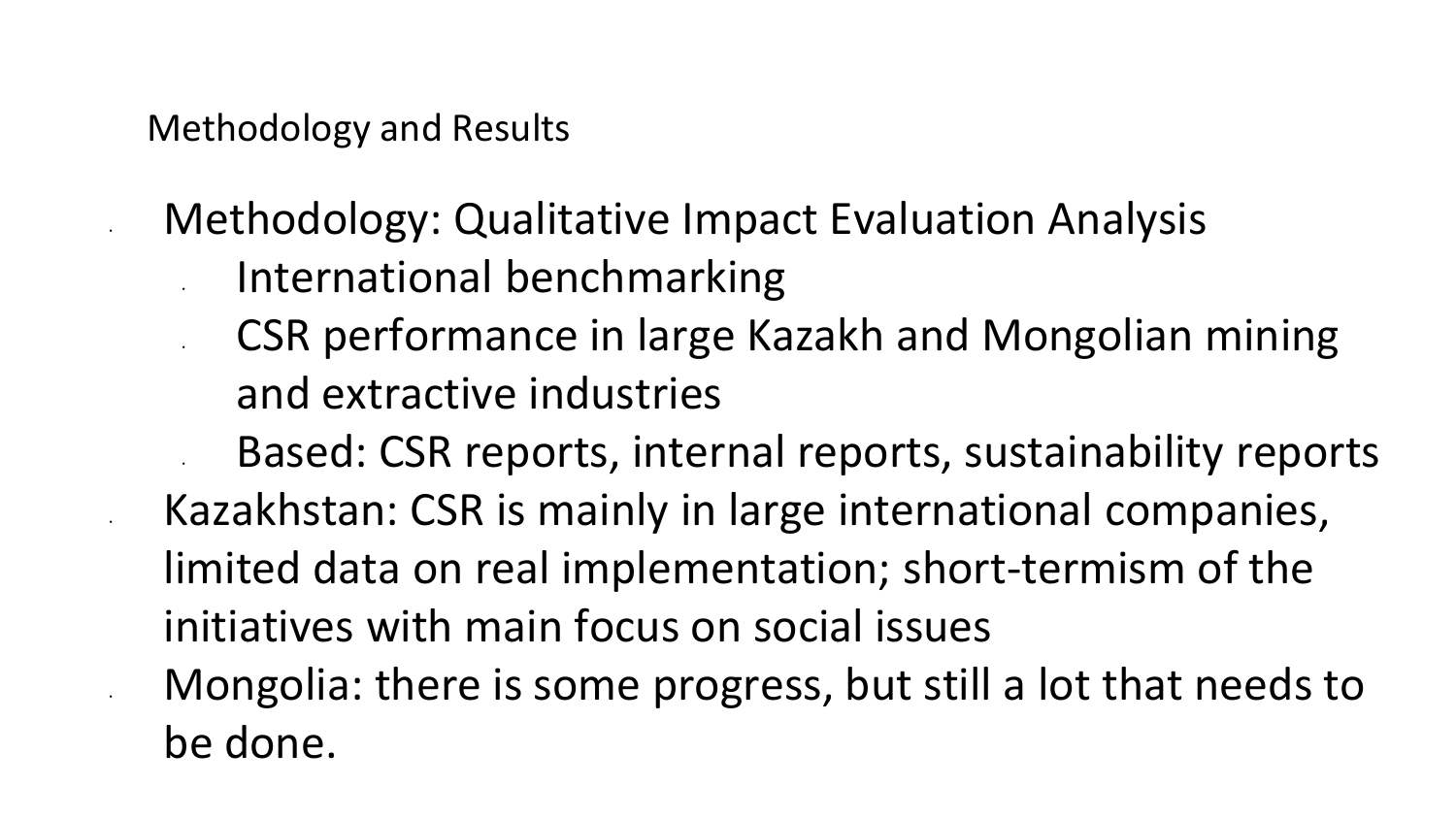## Methodology and Results

- Methodology: Qualitative Impact Evaluation Analysis
  - International benchmarking
  - CSR performance in large Kazakh and Mongolian mining and extractive industries
  - Based: CSR reports, internal reports, sustainability reports
- Kazakhstan: CSR is mainly in large international companies, limited data on real implementation; short-termism of the initiatives with main focus on social issues
- Mongolia: there is some progress, but still a lot that needs to be done.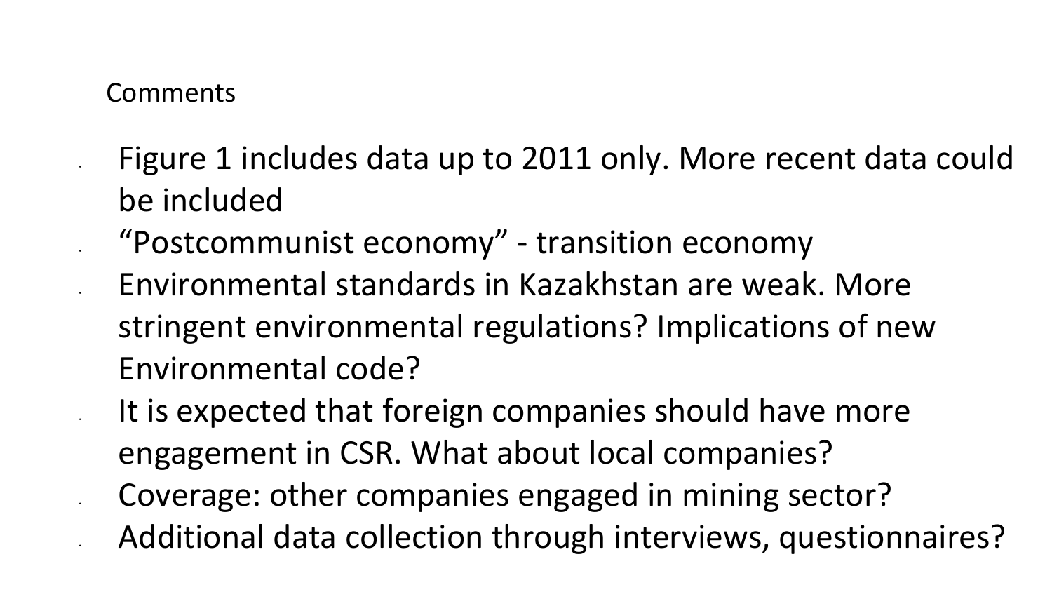Comments

- Figure 1 includes data up to 2011 only. More recent data could be included
- “Postcommunist economy” - transition economy
- Environmental standards in Kazakhstan are weak. More stringent environmental regulations? Implications of new Environmental code?
- It is expected that foreign companies should have more engagement in CSR. What about local companies?
- Coverage: other companies engaged in mining sector?
- Additional data collection through interviews, questionnaires?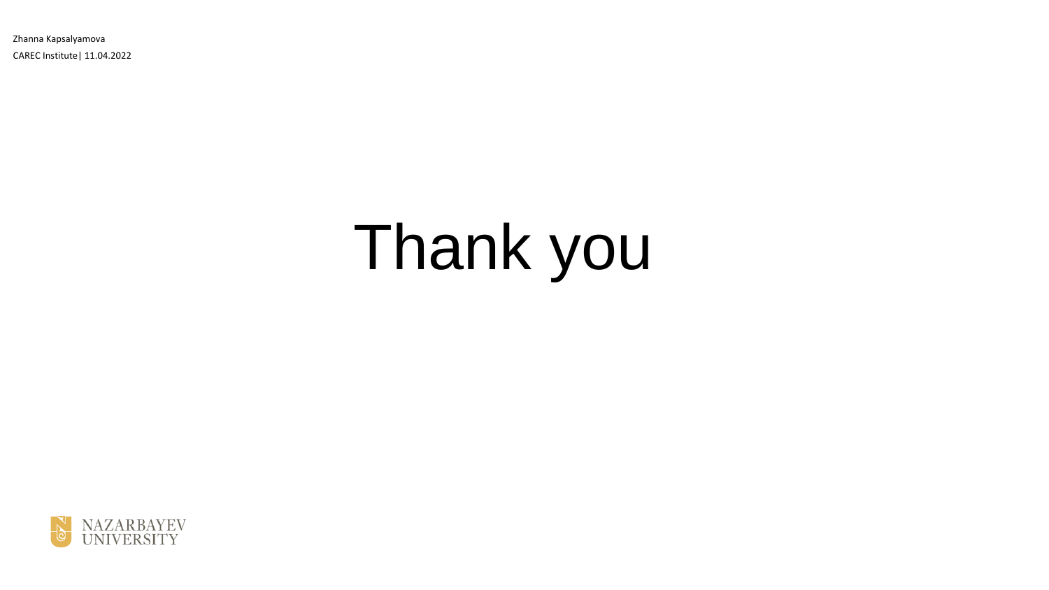Zhanna Kapsalyamova

CAREC Institute| 11.04.2022

# Thank you

NAZARBAYEV UNIVERSITY